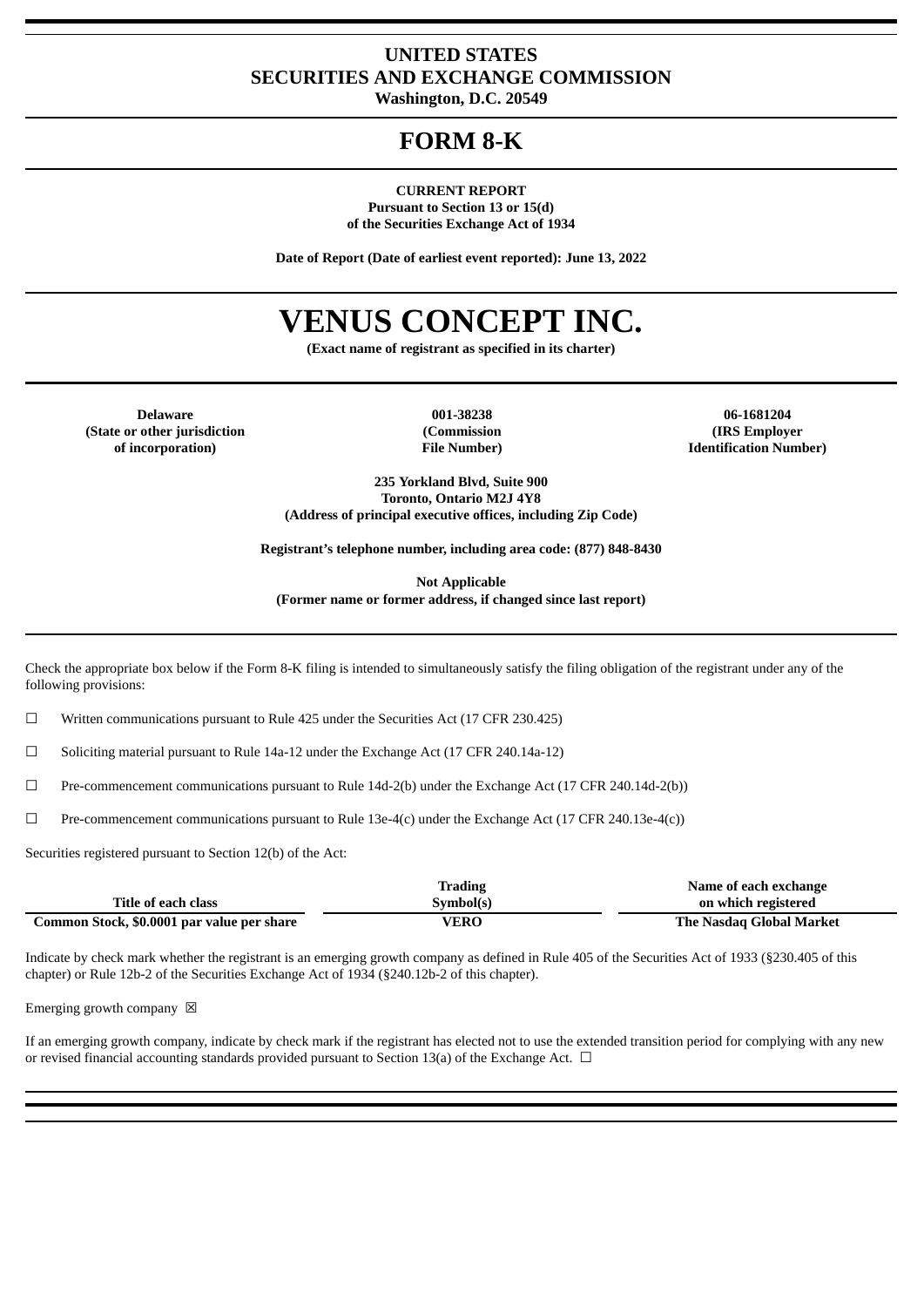# UNITED STATES
# SECURITIES AND EXCHANGE COMMISSION

**Washington, D.C. 20549**

# FORM 8-K

**CURRENT REPORT**
**Pursuant to Section 13 or 15(d)**
**of the Securities Exchange Act of 1934**

**Date of Report (Date of earliest event reported): June 13, 2022**

# VENUS CONCEPT INC.

**(Exact name of registrant as specified in its charter)**

| Delaware | 001-38238 | 06-1681204 |
|---|---|---|
| (State or other jurisdiction of incorporation) | (Commission File Number) | (IRS Employer Identification Number) |

**235 Yorkland Blvd, Suite 900**
**Toronto, Ontario M2J 4Y8**
**(Address of principal executive offices, including Zip Code)**

**Registrant's telephone number, including area code: (877) 848-8430**

**Not Applicable**
**(Former name or former address, if changed since last report)**

Check the appropriate box below if the Form 8-K filing is intended to simultaneously satisfy the filing obligation of the registrant under any of the following provisions:

☐ Written communications pursuant to Rule 425 under the Securities Act (17 CFR 230.425)

☐ Soliciting material pursuant to Rule 14a-12 under the Exchange Act (17 CFR 240.14a-12)

☐ Pre-commencement communications pursuant to Rule 14d-2(b) under the Exchange Act (17 CFR 240.14d-2(b))

☐ Pre-commencement communications pursuant to Rule 13e-4(c) under the Exchange Act (17 CFR 240.13e-4(c))

Securities registered pursuant to Section 12(b) of the Act:

| Title of each class | Trading Symbol(s) | Name of each exchange on which registered |
|---|---|---|
| Common Stock, $0.0001 par value per share | VERO | The Nasdaq Global Market |

Indicate by check mark whether the registrant is an emerging growth company as defined in Rule 405 of the Securities Act of 1933 (§230.405 of this chapter) or Rule 12b-2 of the Securities Exchange Act of 1934 (§240.12b-2 of this chapter).

Emerging growth company ☒

If an emerging growth company, indicate by check mark if the registrant has elected not to use the extended transition period for complying with any new or revised financial accounting standards provided pursuant to Section 13(a) of the Exchange Act. ☐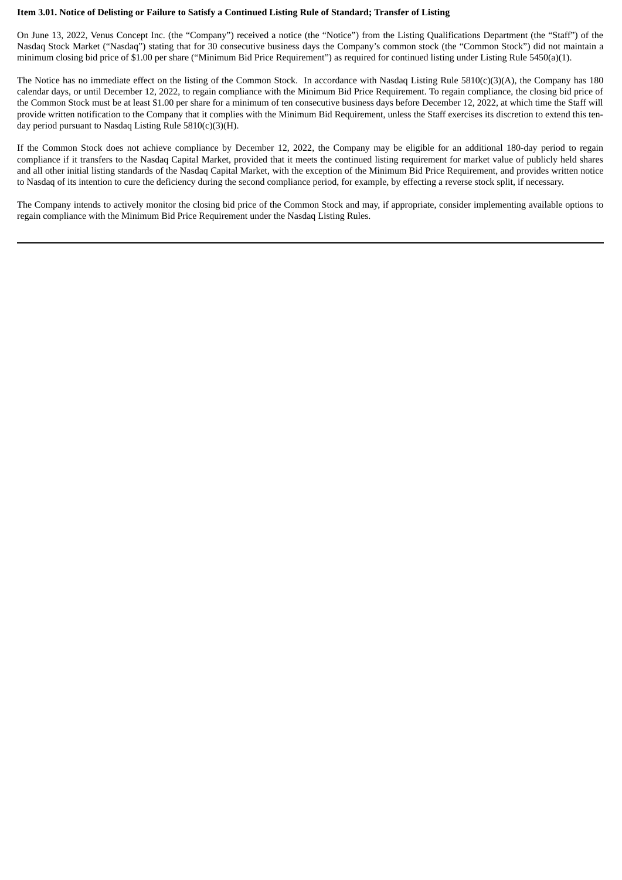**Item 3.01. Notice of Delisting or Failure to Satisfy a Continued Listing Rule of Standard; Transfer of Listing**

On June 13, 2022, Venus Concept Inc. (the "Company") received a notice (the "Notice") from the Listing Qualifications Department (the "Staff") of the Nasdaq Stock Market ("Nasdaq") stating that for 30 consecutive business days the Company's common stock (the "Common Stock") did not maintain a minimum closing bid price of $1.00 per share ("Minimum Bid Price Requirement") as required for continued listing under Listing Rule 5450(a)(1).

The Notice has no immediate effect on the listing of the Common Stock. In accordance with Nasdaq Listing Rule 5810(c)(3)(A), the Company has 180 calendar days, or until December 12, 2022, to regain compliance with the Minimum Bid Price Requirement. To regain compliance, the closing bid price of the Common Stock must be at least $1.00 per share for a minimum of ten consecutive business days before December 12, 2022, at which time the Staff will provide written notification to the Company that it complies with the Minimum Bid Requirement, unless the Staff exercises its discretion to extend this ten-day period pursuant to Nasdaq Listing Rule 5810(c)(3)(H).

If the Common Stock does not achieve compliance by December 12, 2022, the Company may be eligible for an additional 180-day period to regain compliance if it transfers to the Nasdaq Capital Market, provided that it meets the continued listing requirement for market value of publicly held shares and all other initial listing standards of the Nasdaq Capital Market, with the exception of the Minimum Bid Price Requirement, and provides written notice to Nasdaq of its intention to cure the deficiency during the second compliance period, for example, by effecting a reverse stock split, if necessary.

The Company intends to actively monitor the closing bid price of the Common Stock and may, if appropriate, consider implementing available options to regain compliance with the Minimum Bid Price Requirement under the Nasdaq Listing Rules.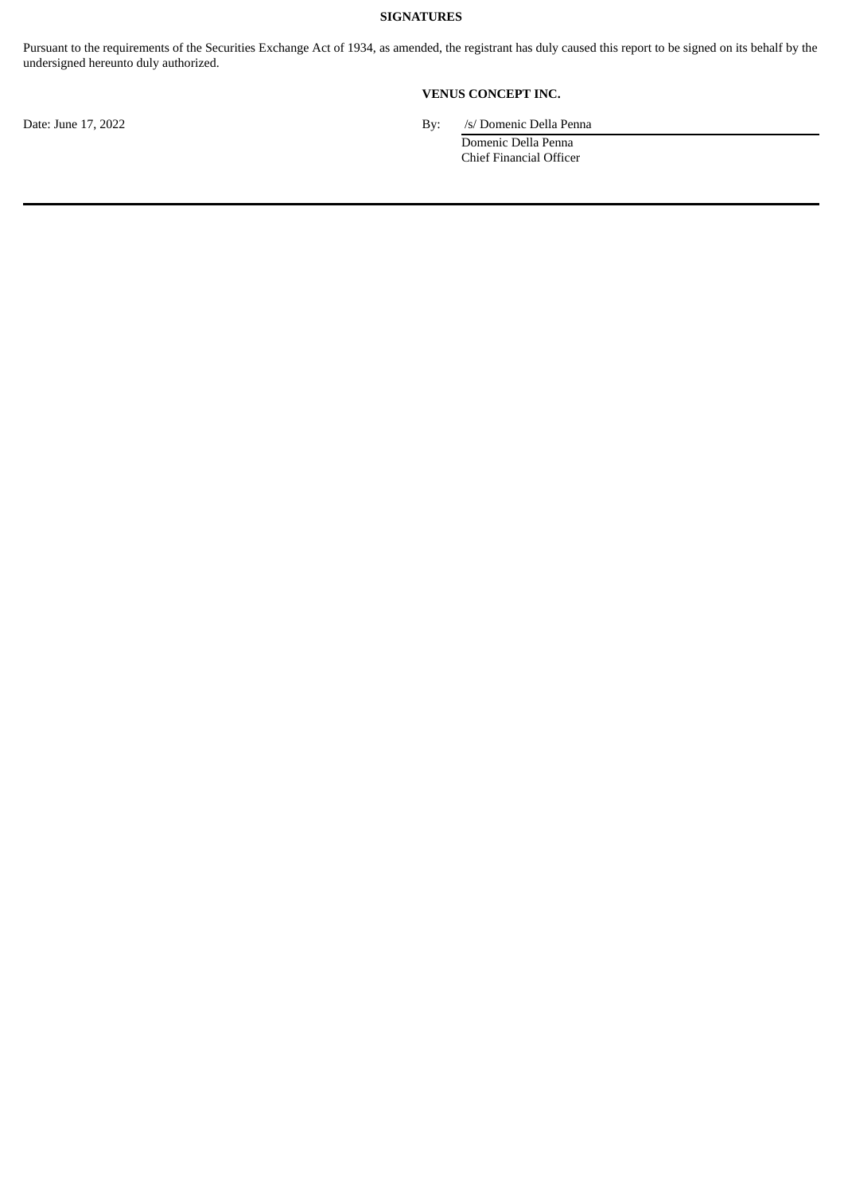**SIGNATURES**

Pursuant to the requirements of the Securities Exchange Act of 1934, as amended, the registrant has duly caused this report to be signed on its behalf by the undersigned hereunto duly authorized.

**VENUS CONCEPT INC.**

Date: June 17, 2022

By: /s/ Domenic Della Penna

Domenic Della Penna
Chief Financial Officer